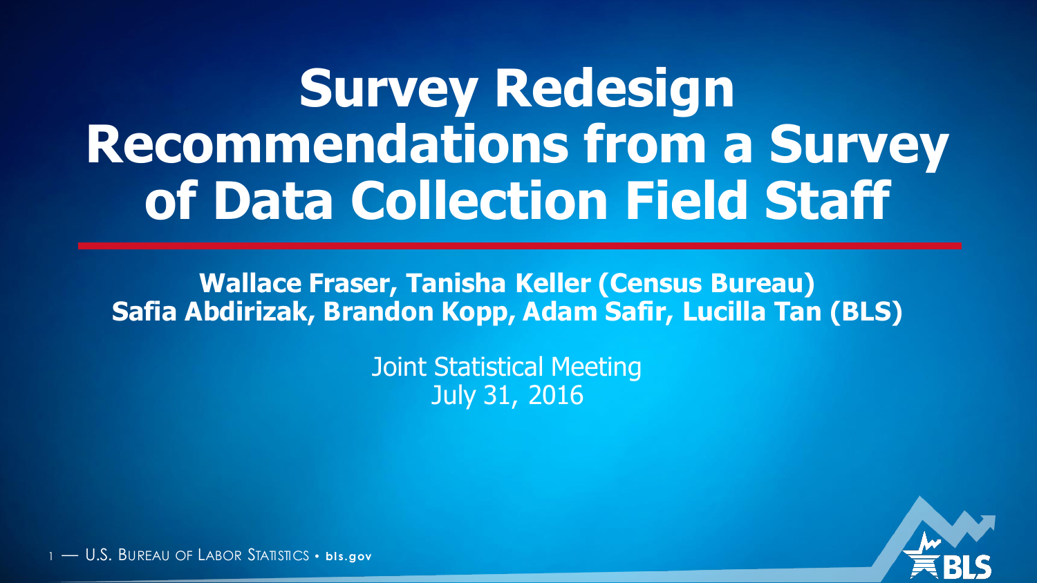# Survey Redesign Recommendations from a Survey of Data Collection Field Staff

**Wallace Fraser, Tanisha Keller (Census Bureau)**
**Safia Abdirizak, Brandon Kopp, Adam Safir, Lucilla Tan (BLS)**

Joint Statistical Meeting
July 31, 2016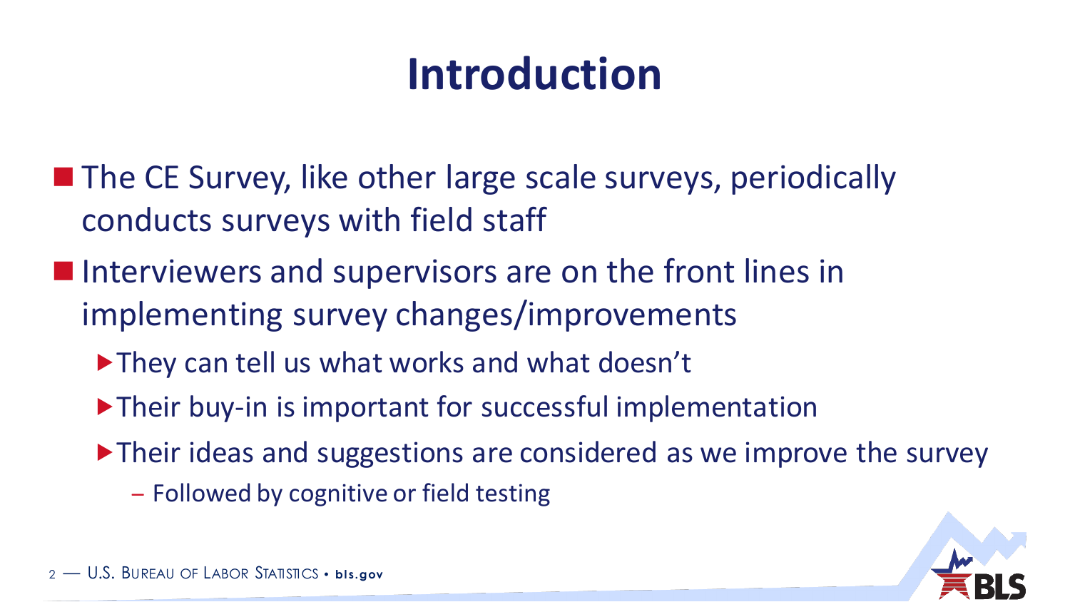# Introduction

- The CE Survey, like other large scale surveys, periodically conducts surveys with field staff
- Interviewers and supervisors are on the front lines in implementing survey changes/improvements
  - They can tell us what works and what doesn't
  - Their buy-in is important for successful implementation
  - Their ideas and suggestions are considered as we improve the survey
    - Followed by cognitive or field testing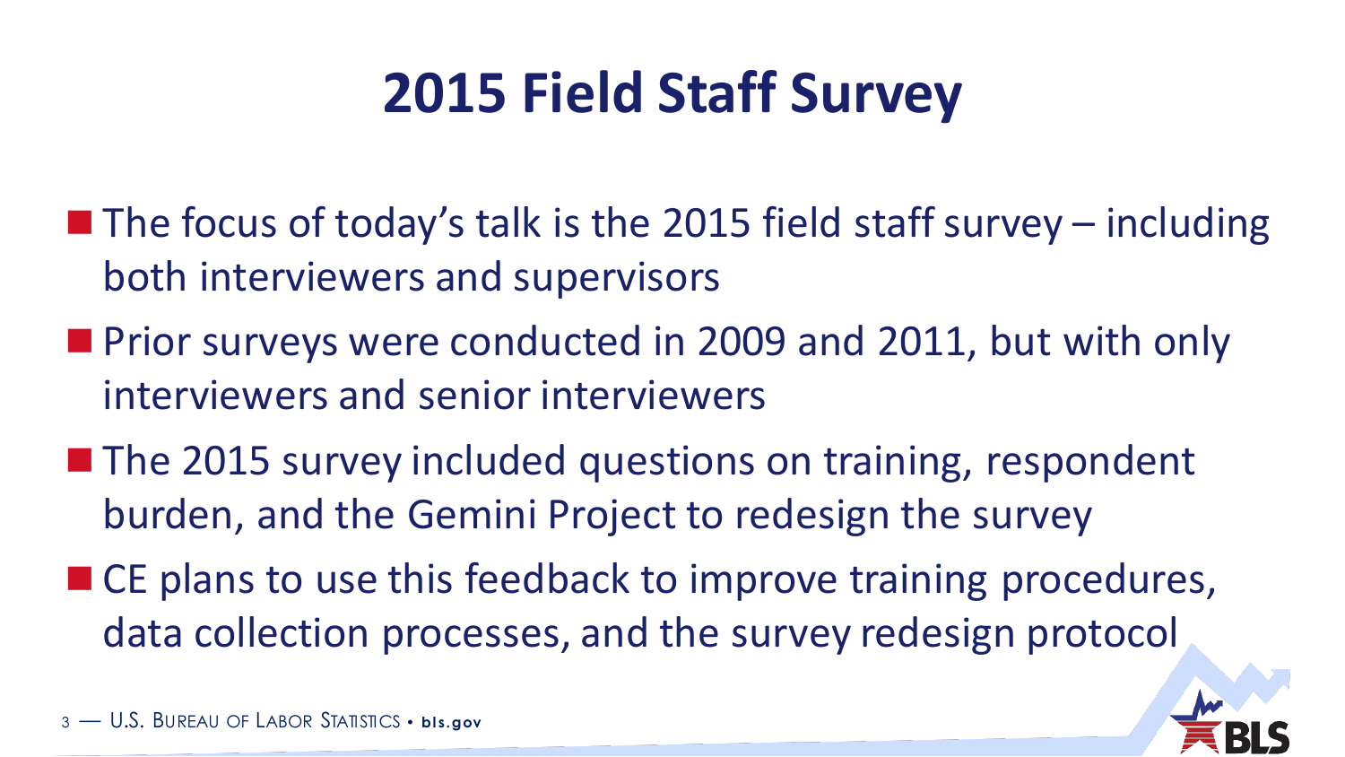# 2015 Field Staff Survey

- The focus of today's talk is the 2015 field staff survey – including both interviewers and supervisors
- Prior surveys were conducted in 2009 and 2011, but with only interviewers and senior interviewers
- The 2015 survey included questions on training, respondent burden, and the Gemini Project to redesign the survey
- CE plans to use this feedback to improve training procedures, data collection processes, and the survey redesign protocol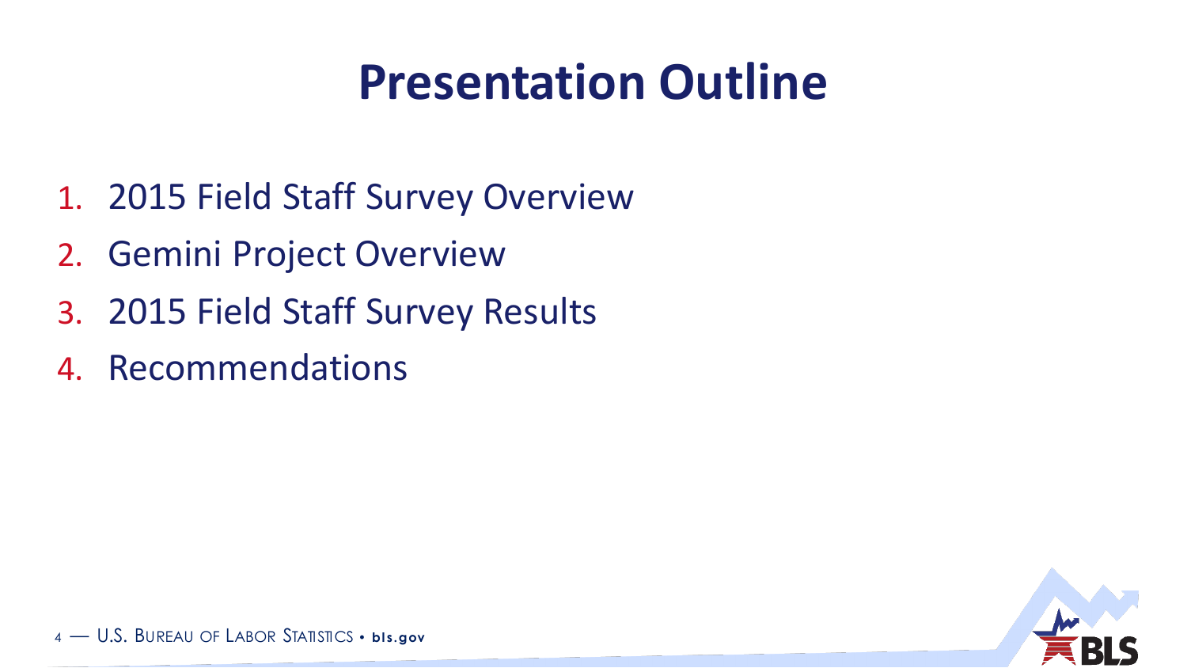# Presentation Outline

1. 2015 Field Staff Survey Overview
2. Gemini Project Overview
3. 2015 Field Staff Survey Results
4. Recommendations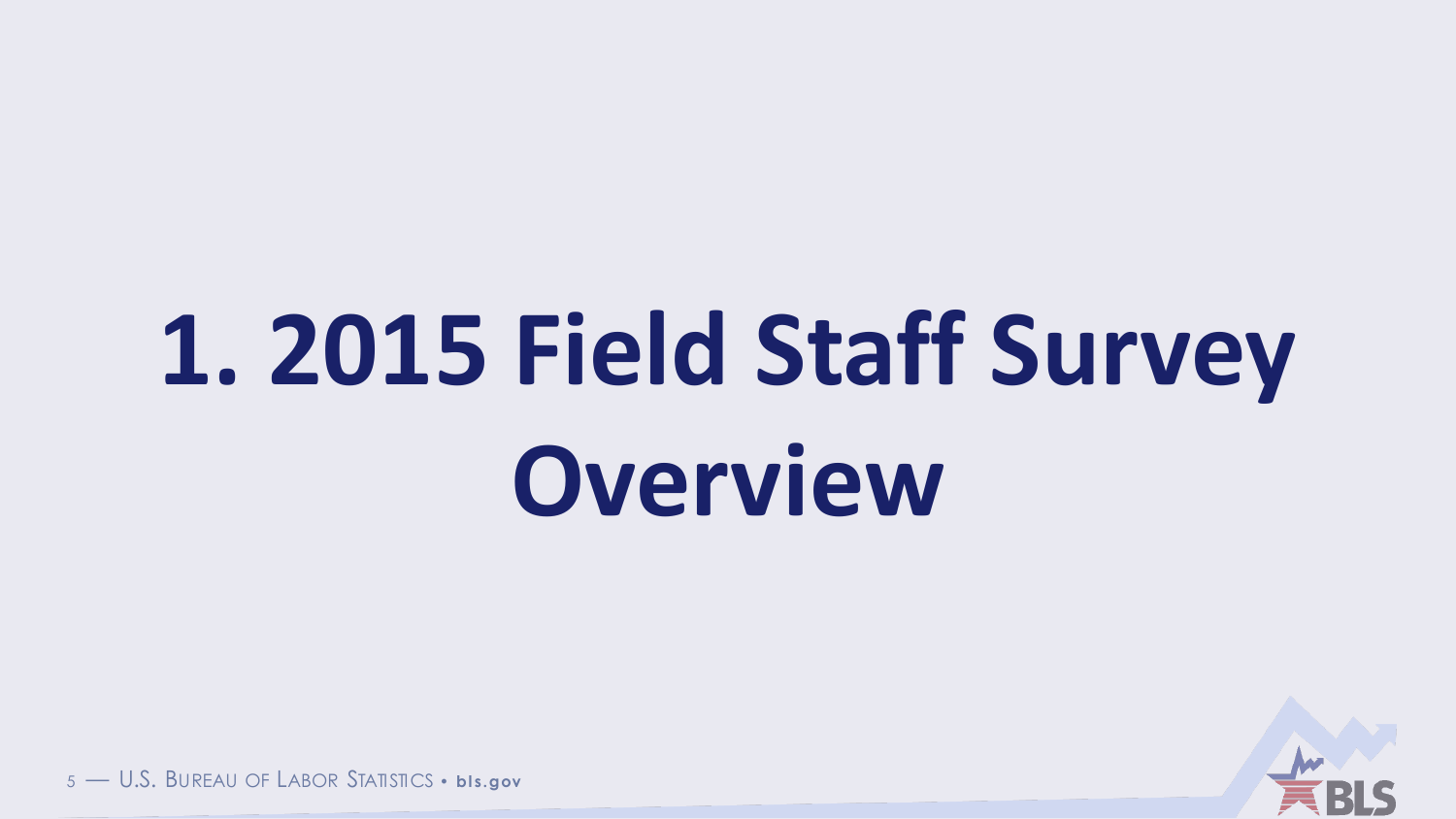# 1. 2015 Field Staff Survey Overview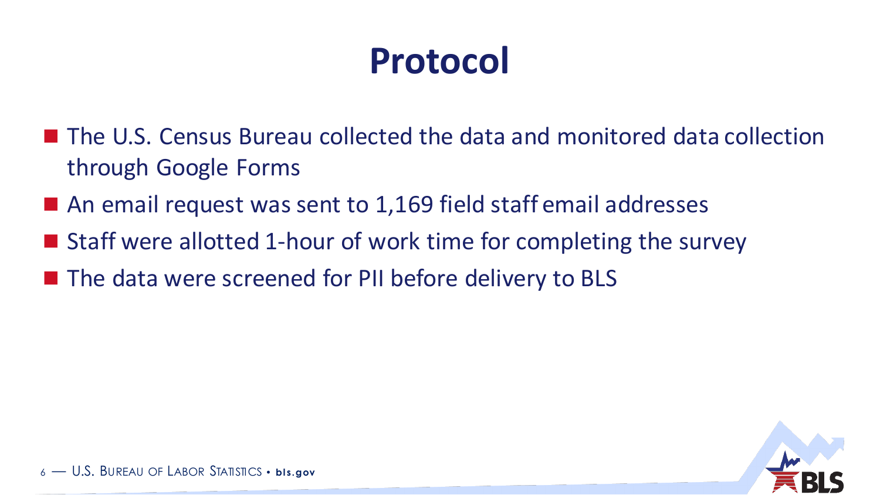# Protocol

- The U.S. Census Bureau collected the data and monitored data collection through Google Forms
- An email request was sent to 1,169 field staff email addresses
- Staff were allotted 1-hour of work time for completing the survey
- The data were screened for PII before delivery to BLS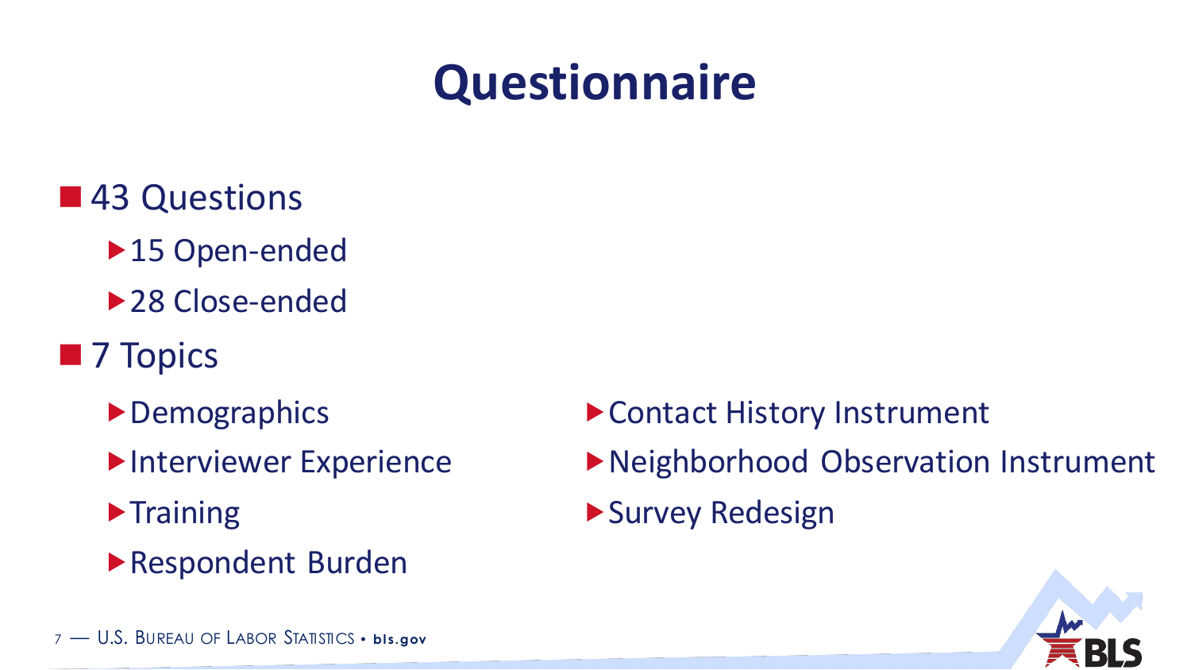# Questionnaire

- 43 Questions
  - 15 Open-ended
  - 28 Close-ended
- 7 Topics
  - Demographics
  - Interviewer Experience
  - Training
  - Respondent Burden
  - Contact History Instrument
  - Neighborhood Observation Instrument
  - Survey Redesign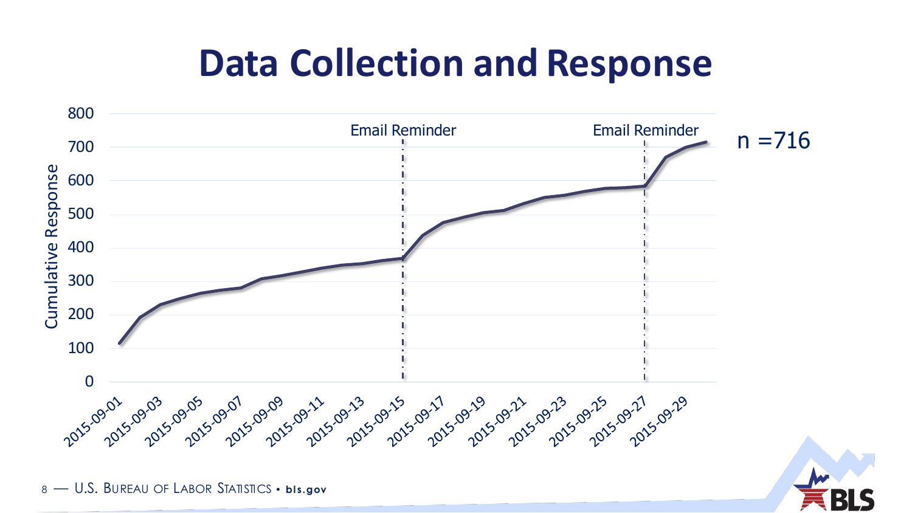# Data Collection and Response

n =716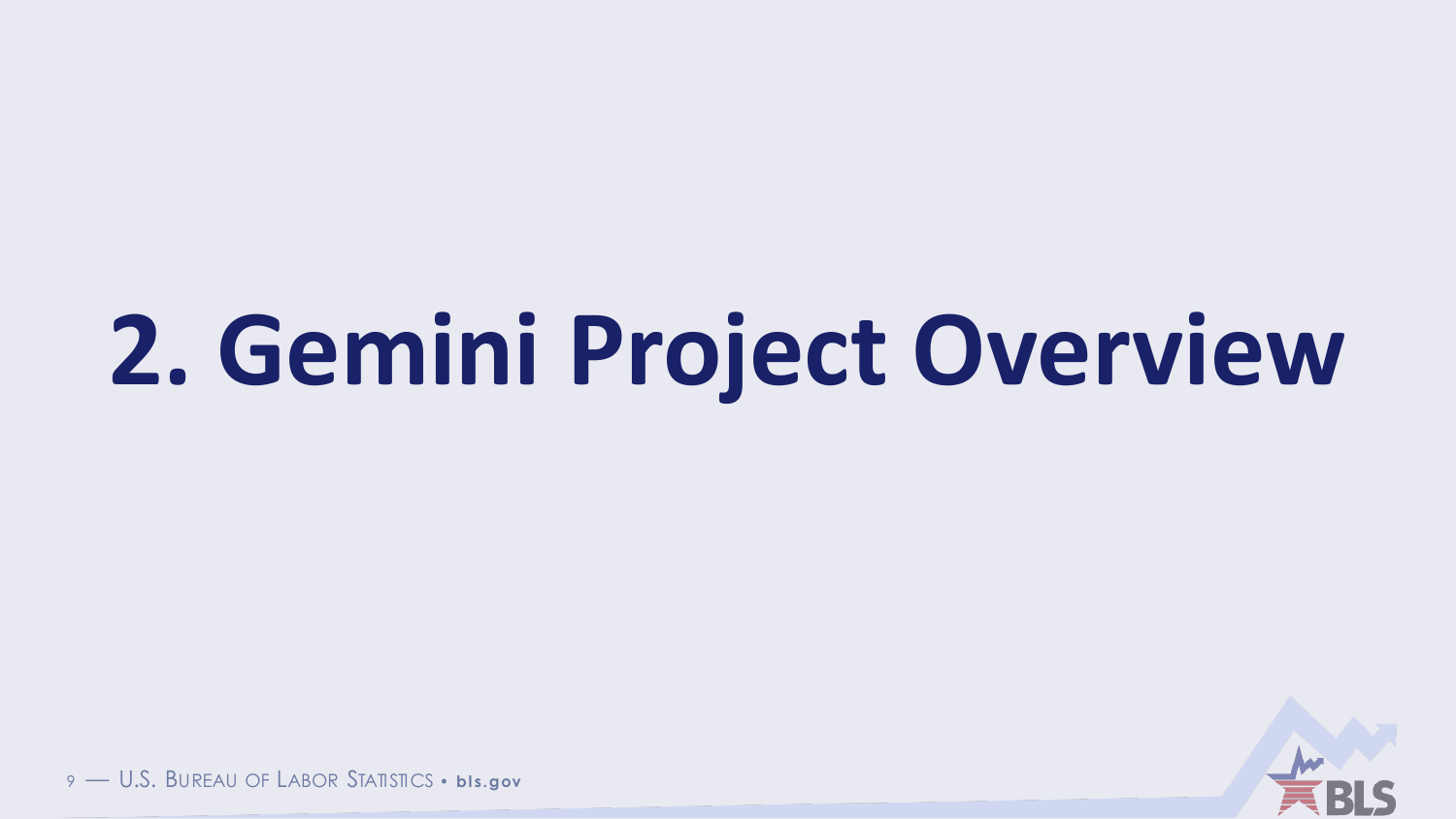# 2. Gemini Project Overview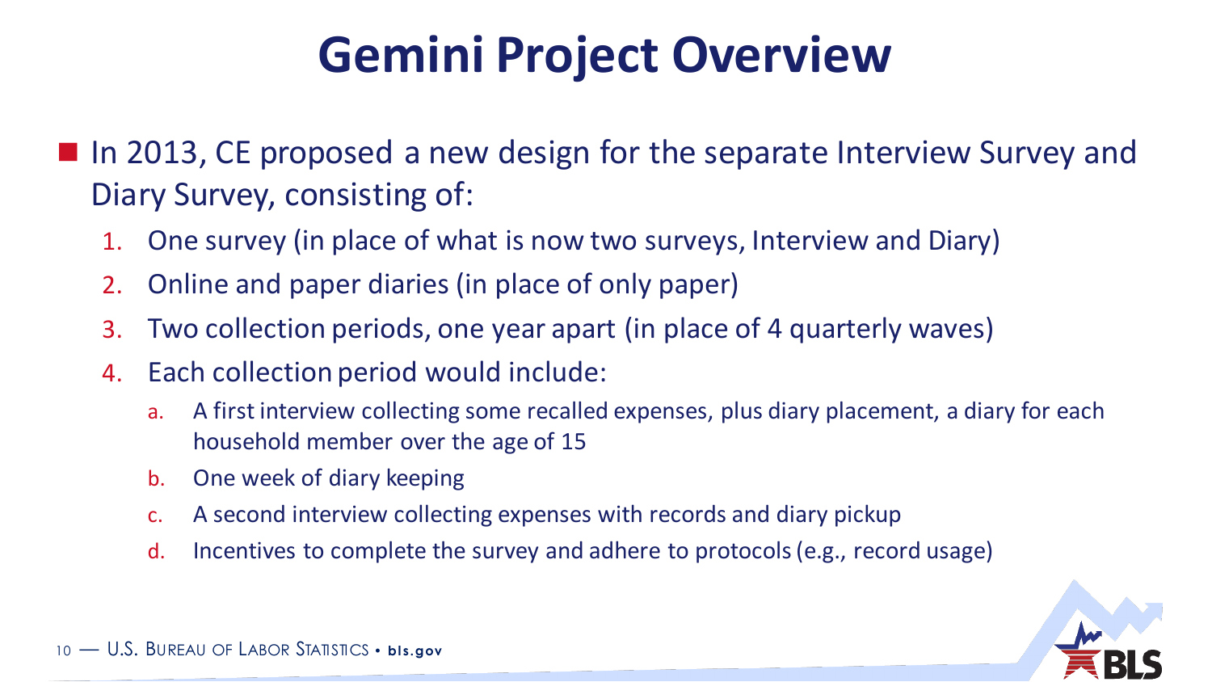# Gemini Project Overview

- In 2013, CE proposed a new design for the separate Interview Survey and Diary Survey, consisting of:
  1. One survey (in place of what is now two surveys, Interview and Diary)
  2. Online and paper diaries (in place of only paper)
  3. Two collection periods, one year apart (in place of 4 quarterly waves)
  4. Each collection period would include:
     a. A first interview collecting some recalled expenses, plus diary placement, a diary for each household member over the age of 15
     b. One week of diary keeping
     c. A second interview collecting expenses with records and diary pickup
     d. Incentives to complete the survey and adhere to protocols (e.g., record usage)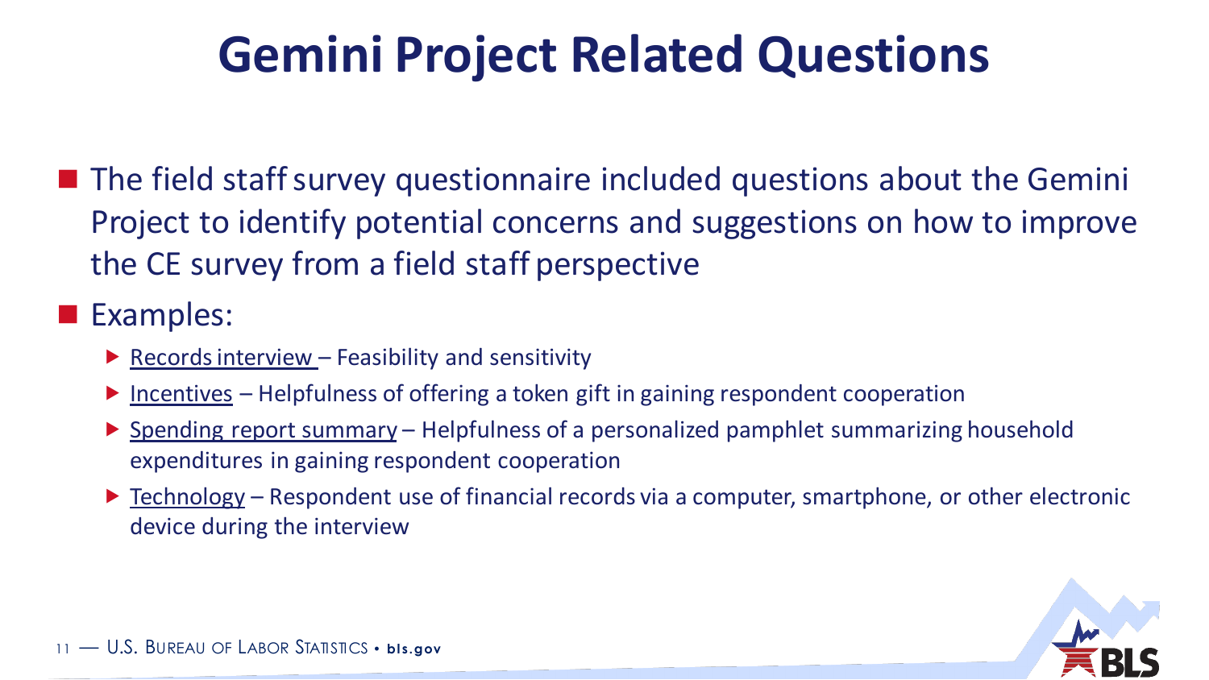# Gemini Project Related Questions

- The field staff survey questionnaire included questions about the Gemini Project to identify potential concerns and suggestions on how to improve the CE survey from a field staff perspective
- Examples:
  - Records interview – Feasibility and sensitivity
  - Incentives – Helpfulness of offering a token gift in gaining respondent cooperation
  - Spending report summary – Helpfulness of a personalized pamphlet summarizing household expenditures in gaining respondent cooperation
  - Technology – Respondent use of financial records via a computer, smartphone, or other electronic device during the interview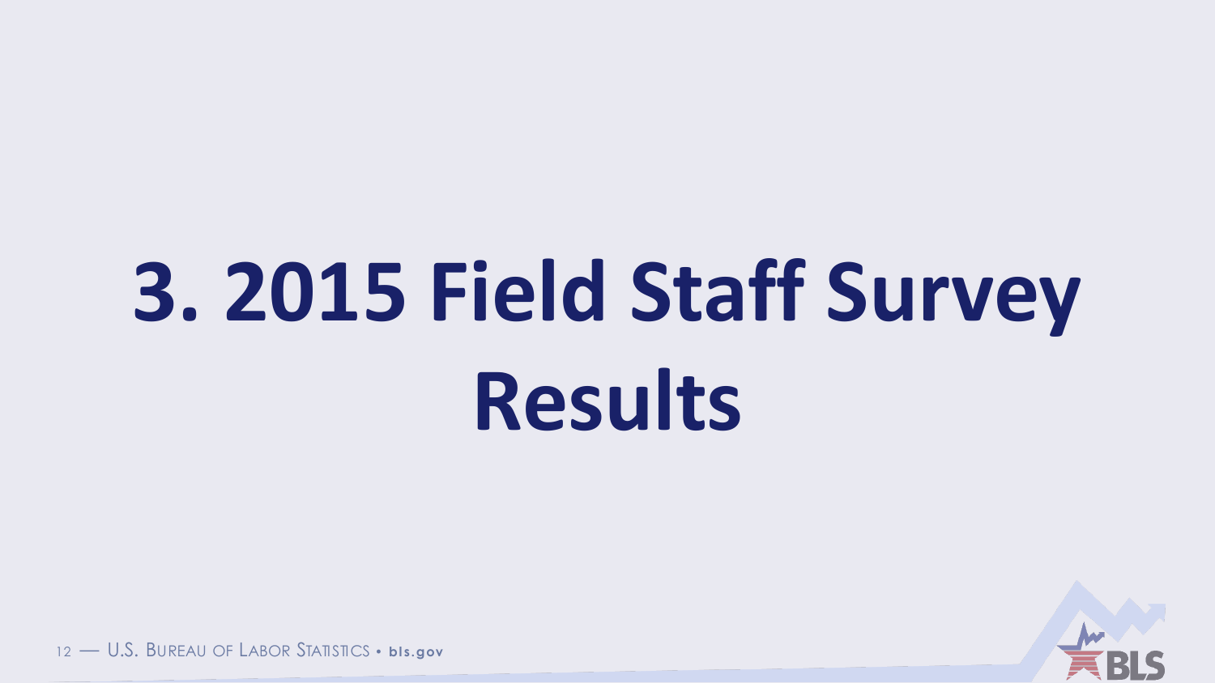# 3. 2015 Field Staff Survey Results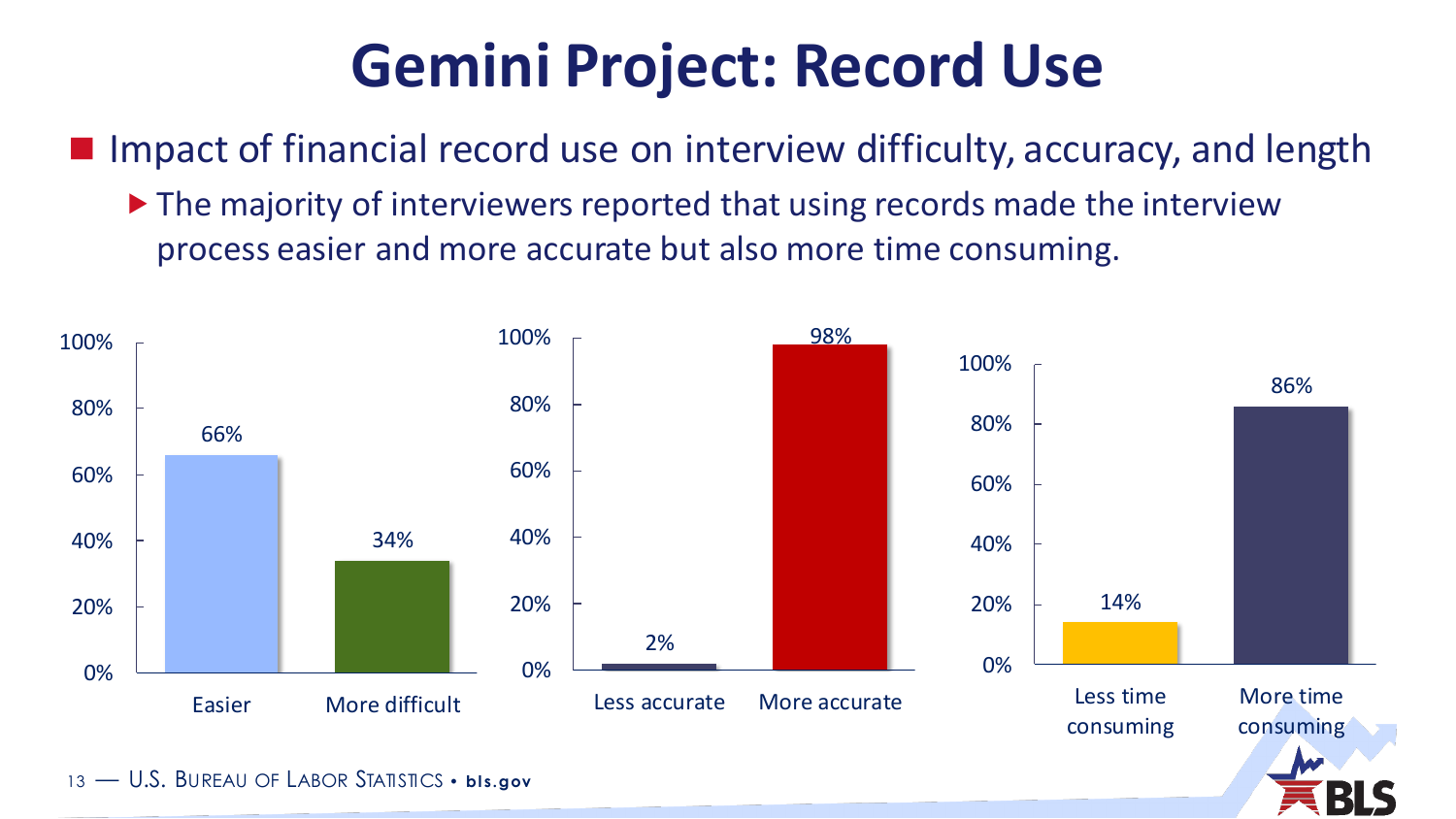# Gemini Project: Record Use

- Impact of financial record use on interview difficulty, accuracy, and length
  - The majority of interviewers reported that using records made the interview process easier and more accurate but also more time consuming.

| | Percent |
|---|---|
| Easier | 66% |
| More difficult | 34% |

| | Percent |
|---|---|
| Less accurate | 2% |
| More accurate | 98% |

| | Percent |
|---|---|
| Less time consuming | 14% |
| More time consuming | 86% |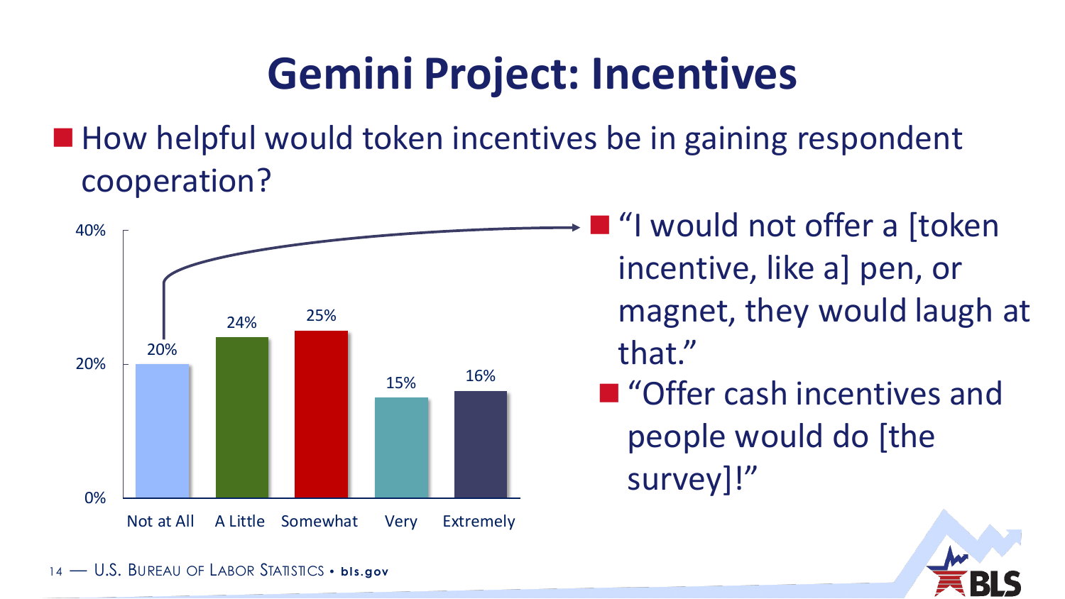# Gemini Project: Incentives

- How helpful would token incentives be in gaining respondent cooperation?

| Not at All | A Little | Somewhat | Very | Extremely |
|---|---|---|---|---|
| 20% | 24% | 25% | 15% | 16% |

- "I would not offer a [token incentive, like a] pen, or magnet, they would laugh at that."
  - "Offer cash incentives and people would do [the survey]!"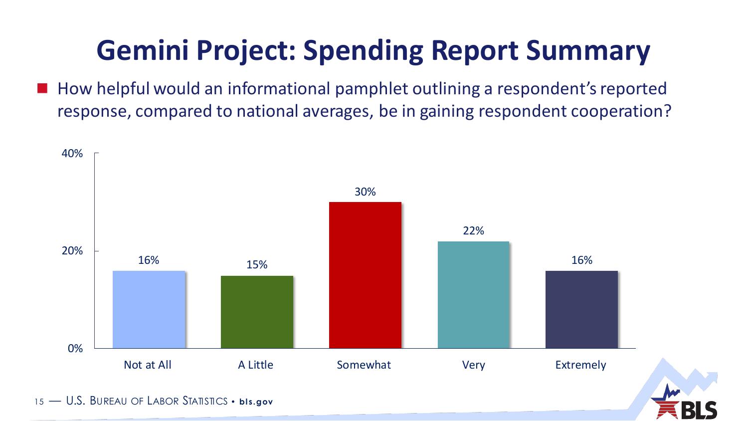# Gemini Project: Spending Report Summary

- How helpful would an informational pamphlet outlining a respondent's reported response, compared to national averages, be in gaining respondent cooperation?

| Response | Percent |
|---|---|
| Not at All | 16% |
| A Little | 15% |
| Somewhat | 30% |
| Very | 22% |
| Extremely | 16% |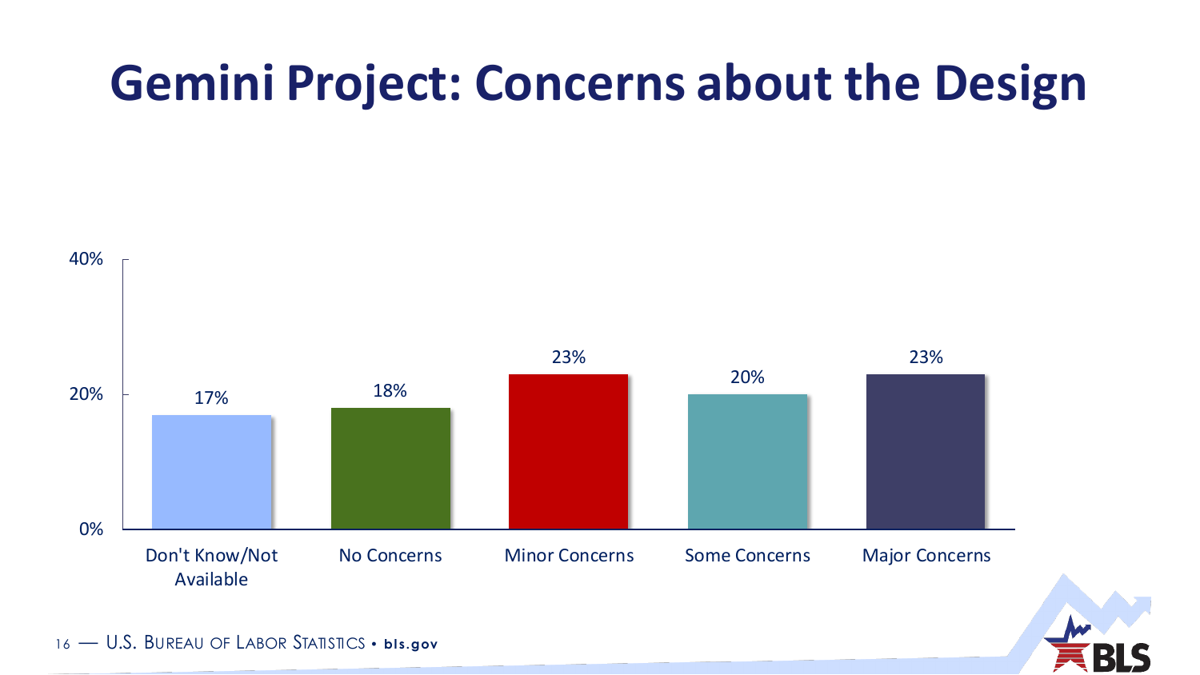# Gemini Project: Concerns about the Design

| Category | Percent |
| --- | --- |
| Don't Know/Not Available | 17% |
| No Concerns | 18% |
| Minor Concerns | 23% |
| Some Concerns | 20% |
| Major Concerns | 23% |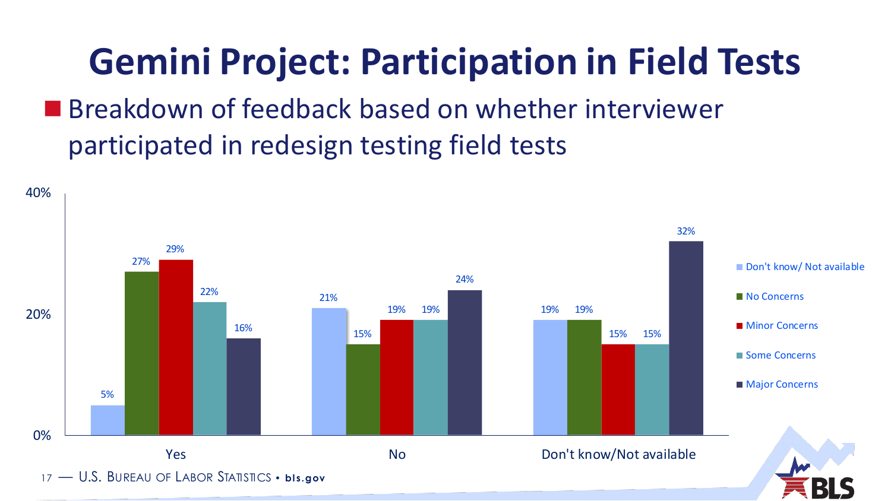# Gemini Project: Participation in Field Tests

- Breakdown of feedback based on whether interviewer participated in redesign testing field tests

| | Don't know/ Not available | No Concerns | Minor Concerns | Some Concerns | Major Concerns |
|---|---|---|---|---|---|
| Yes | 5% | 27% | 29% | 22% | 16% |
| No | 21% | 15% | 19% | 19% | 24% |
| Don't know/Not available | 19% | 19% | 15% | 15% | 32% |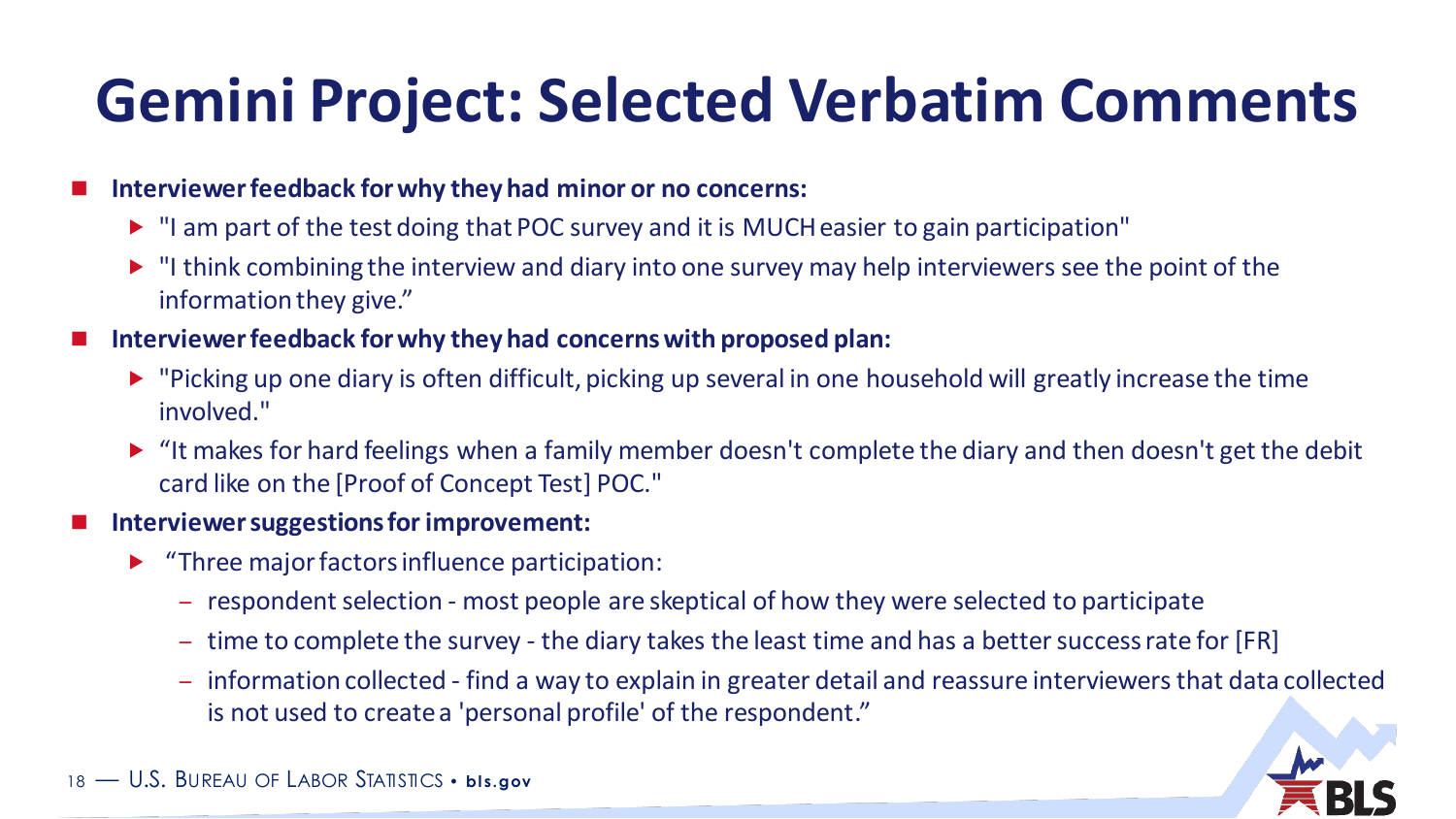# Gemini Project: Selected Verbatim Comments

- **Interviewer feedback for why they had minor or no concerns:**
  - "I am part of the test doing that POC survey and it is MUCH easier to gain participation"
  - "I think combining the interview and diary into one survey may help interviewers see the point of the information they give."
- **Interviewer feedback for why they had concerns with proposed plan:**
  - "Picking up one diary is often difficult, picking up several in one household will greatly increase the time involved."
  - "It makes for hard feelings when a family member doesn't complete the diary and then doesn't get the debit card like on the [Proof of Concept Test] POC."
- **Interviewer suggestions for improvement:**
  - "Three major factors influence participation:
    - respondent selection - most people are skeptical of how they were selected to participate
    - time to complete the survey - the diary takes the least time and has a better success rate for [FR]
    - information collected - find a way to explain in greater detail and reassure interviewers that data collected is not used to create a 'personal profile' of the respondent."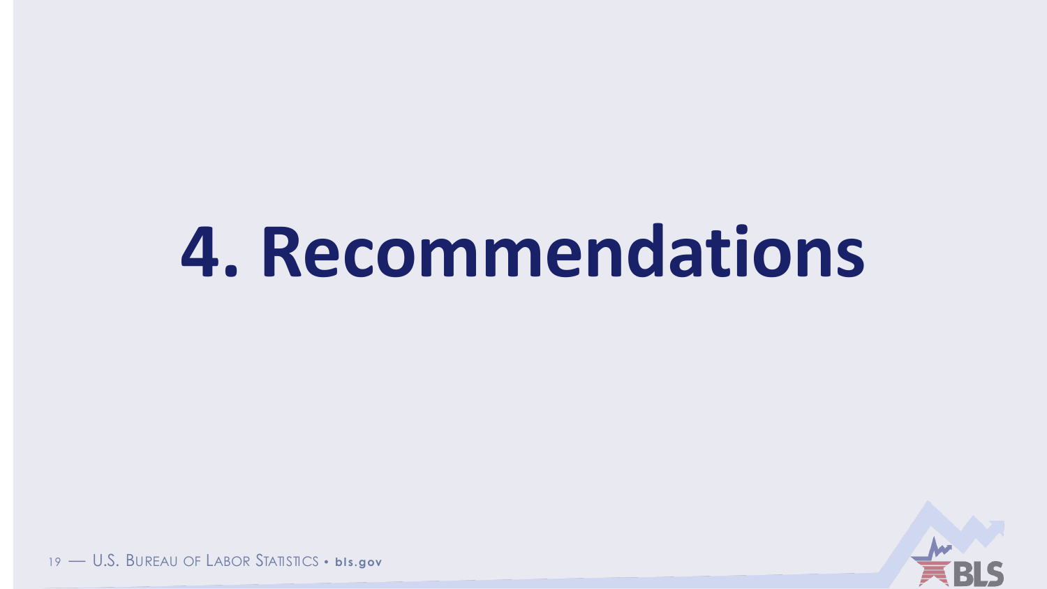# 4. Recommendations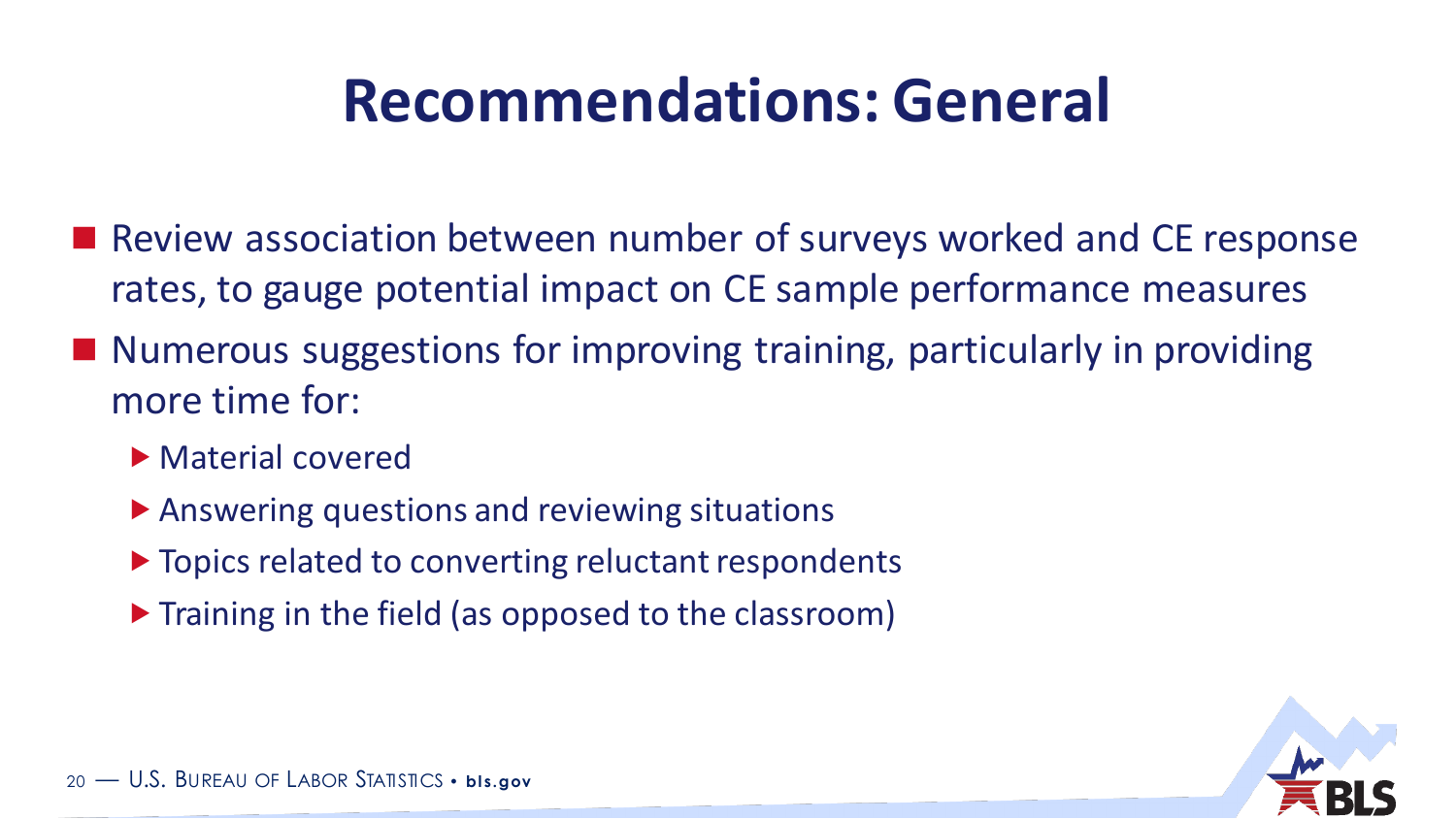# Recommendations: General

- Review association between number of surveys worked and CE response rates, to gauge potential impact on CE sample performance measures
- Numerous suggestions for improving training, particularly in providing more time for:
  - Material covered
  - Answering questions and reviewing situations
  - Topics related to converting reluctant respondents
  - Training in the field (as opposed to the classroom)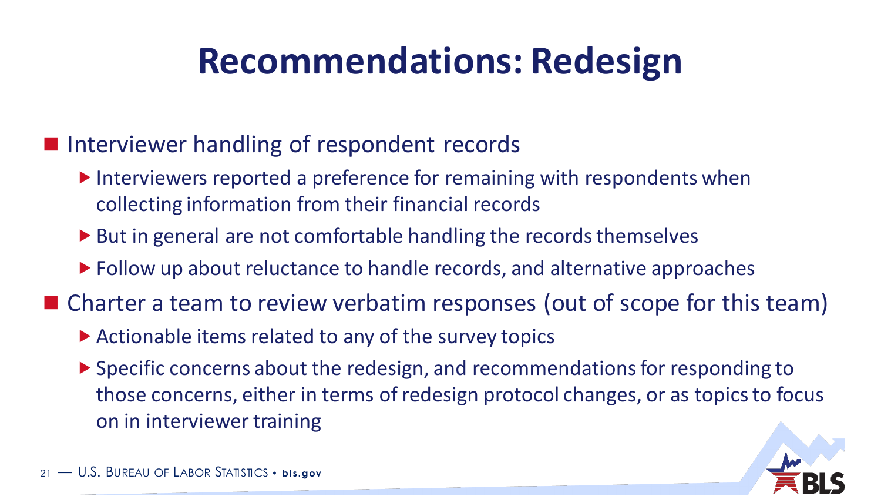# Recommendations: Redesign

- Interviewer handling of respondent records
  - Interviewers reported a preference for remaining with respondents when collecting information from their financial records
  - But in general are not comfortable handling the records themselves
  - Follow up about reluctance to handle records, and alternative approaches
- Charter a team to review verbatim responses (out of scope for this team)
  - Actionable items related to any of the survey topics
  - Specific concerns about the redesign, and recommendations for responding to those concerns, either in terms of redesign protocol changes, or as topics to focus on in interviewer training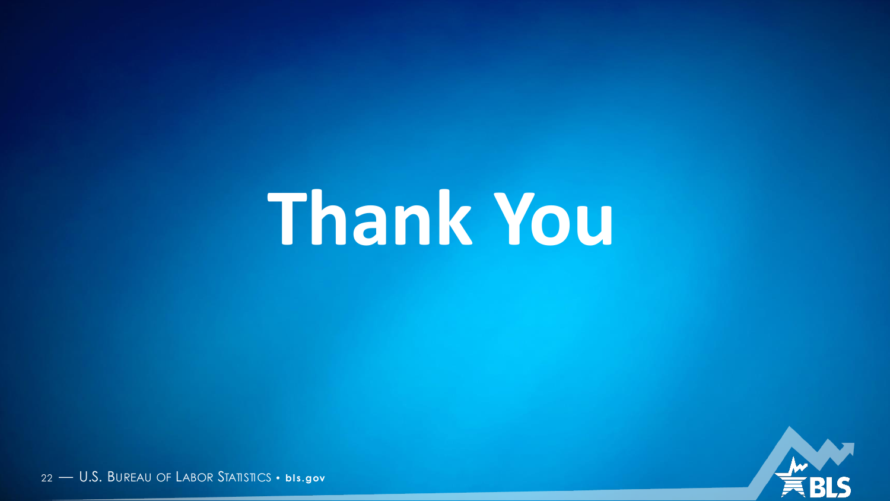# Thank You